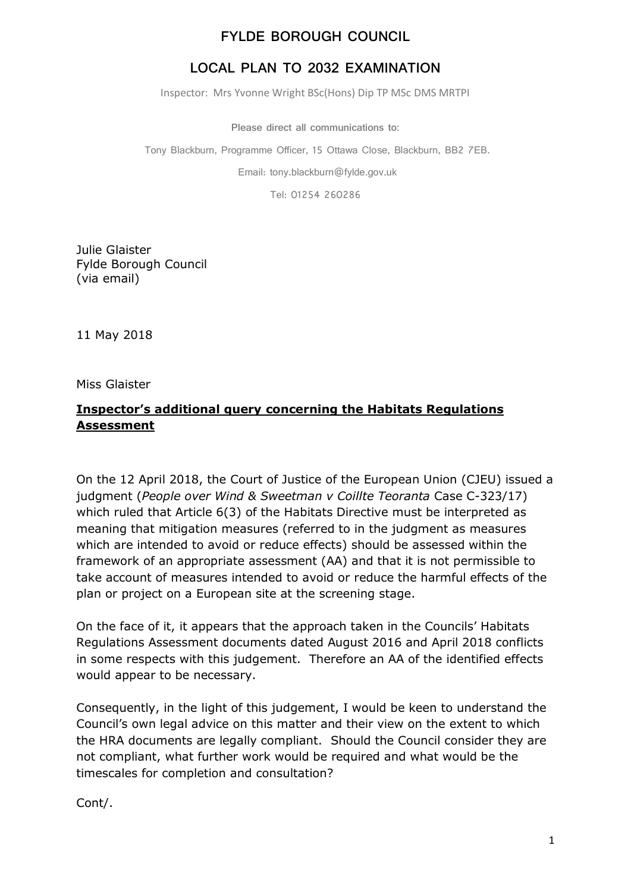# FYLDE BOROUGH COUNCIL

## LOCAL PLAN TO 2032 EXAMINATION

Inspector: Mrs Yvonne Wright BSc(Hons) Dip TP MSc DMS MRTPI

Please direct all communications to:

Tony Blackburn, Programme Officer, 15 Ottawa Close, Blackburn, BB2 7EB.

Email: tony.blackburn@fylde.gov.uk

Tel: 01254 260286

Julie Glaister
Fylde Borough Council
(via email)

11 May 2018

Miss Glaister

**Inspector's additional query concerning the Habitats Regulations Assessment**

On the 12 April 2018, the Court of Justice of the European Union (CJEU) issued a judgment (*People over Wind & Sweetman v Coillte Teoranta* Case C-323/17) which ruled that Article 6(3) of the Habitats Directive must be interpreted as meaning that mitigation measures (referred to in the judgment as measures which are intended to avoid or reduce effects) should be assessed within the framework of an appropriate assessment (AA) and that it is not permissible to take account of measures intended to avoid or reduce the harmful effects of the plan or project on a European site at the screening stage.

On the face of it, it appears that the approach taken in the Councils' Habitats Regulations Assessment documents dated August 2016 and April 2018 conflicts in some respects with this judgement. Therefore an AA of the identified effects would appear to be necessary.

Consequently, in the light of this judgement, I would be keen to understand the Council's own legal advice on this matter and their view on the extent to which the HRA documents are legally compliant. Should the Council consider they are not compliant, what further work would be required and what would be the timescales for completion and consultation?

Cont/.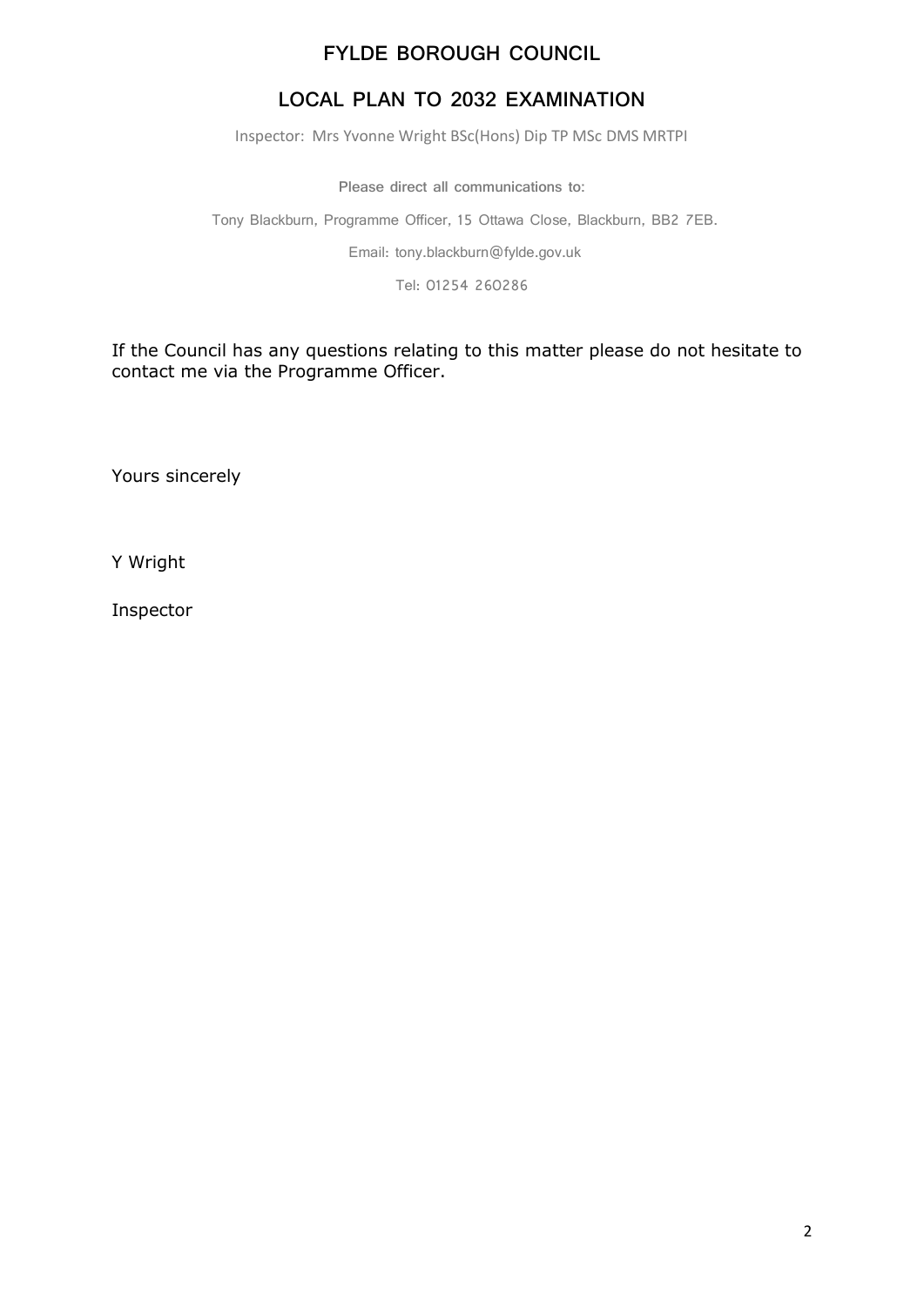# FYLDE BOROUGH COUNCIL

## LOCAL PLAN TO 2032 EXAMINATION

Inspector: Mrs Yvonne Wright BSc(Hons) Dip TP MSc DMS MRTPI

Please direct all communications to:

Tony Blackburn, Programme Officer, 15 Ottawa Close, Blackburn, BB2 7EB.

Email: tony.blackburn@fylde.gov.uk

Tel: 01254 260286

If the Council has any questions relating to this matter please do not hesitate to contact me via the Programme Officer.

Yours sincerely

Y Wright

Inspector